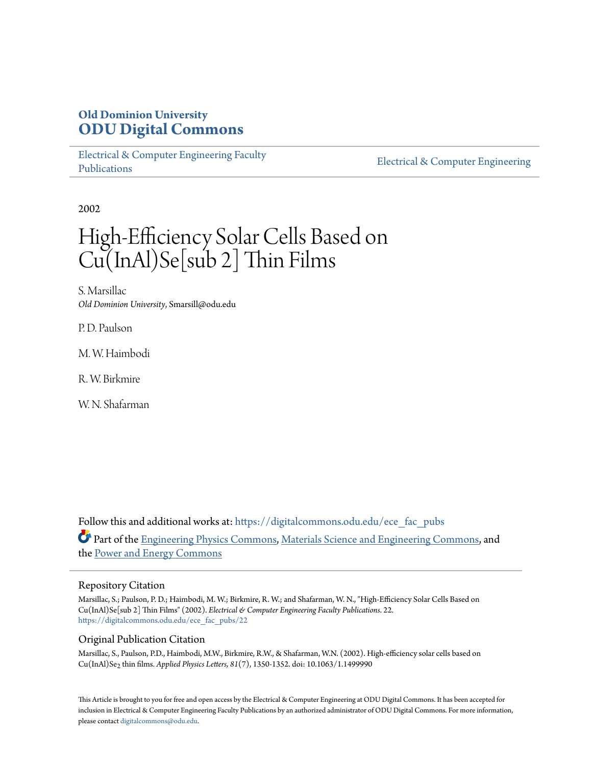# Old Dominion University
# ODU Digital Commons

Electrical & Computer Engineering Faculty Publications

Electrical & Computer Engineering

2002

# High-Efficiency Solar Cells Based on Cu(InAl)Se[sub 2] Thin Films

S. Marsillac
*Old Dominion University*, Smarsill@odu.edu

P. D. Paulson

M. W. Haimbodi

R. W. Birkmire

W. N. Shafarman

Follow this and additional works at: https://digitalcommons.odu.edu/ece_fac_pubs

Part of the Engineering Physics Commons, Materials Science and Engineering Commons, and the Power and Energy Commons

## Repository Citation

Marsillac, S.; Paulson, P. D.; Haimbodi, M. W.; Birkmire, R. W.; and Shafarman, W. N., "High-Efficiency Solar Cells Based on Cu(InAl)Se[sub 2] Thin Films" (2002). *Electrical & Computer Engineering Faculty Publications*. 22.
https://digitalcommons.odu.edu/ece_fac_pubs/22

## Original Publication Citation

Marsillac, S., Paulson, P.D., Haimbodi, M.W., Birkmire, R.W., & Shafarman, W.N. (2002). High-efficiency solar cells based on Cu(InAl)$Se_2$ thin films. *Applied Physics Letters, 81*(7), 1350-1352. doi: 10.1063/1.1499990

This Article is brought to you for free and open access by the Electrical & Computer Engineering at ODU Digital Commons. It has been accepted for inclusion in Electrical & Computer Engineering Faculty Publications by an authorized administrator of ODU Digital Commons. For more information, please contact digitalcommons@odu.edu.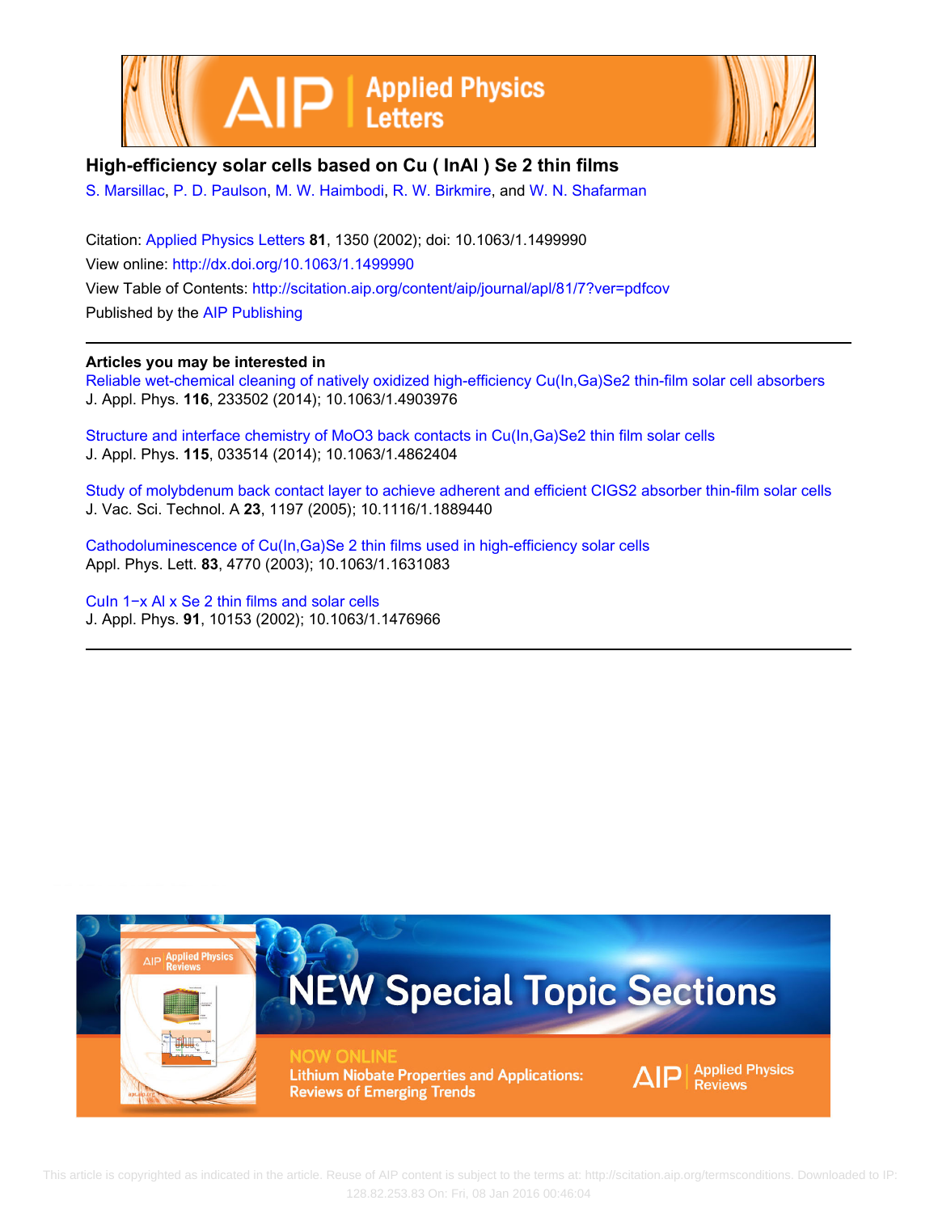# High-efficiency solar cells based on Cu ( InAl ) Se 2 thin films

S. Marsillac, P. D. Paulson, M. W. Haimbodi, R. W. Birkmire, and W. N. Shafarman

Citation: Applied Physics Letters **81**, 1350 (2002); doi: 10.1063/1.1499990

View online: http://dx.doi.org/10.1063/1.1499990

View Table of Contents: http://scitation.aip.org/content/aip/journal/apl/81/7?ver=pdfcov

Published by the AIP Publishing

**Articles you may be interested in**

Reliable wet-chemical cleaning of natively oxidized high-efficiency Cu(In,Ga)Se2 thin-film solar cell absorbers
J. Appl. Phys. **116**, 233502 (2014); 10.1063/1.4903976

Structure and interface chemistry of MoO3 back contacts in Cu(In,Ga)Se2 thin film solar cells
J. Appl. Phys. **115**, 033514 (2014); 10.1063/1.4862404

Study of molybdenum back contact layer to achieve adherent and efficient CIGS2 absorber thin-film solar cells
J. Vac. Sci. Technol. A **23**, 1197 (2005); 10.1116/1.1889440

Cathodoluminescence of Cu(In,Ga)Se 2 thin films used in high-efficiency solar cells
Appl. Phys. Lett. **83**, 4770 (2003); 10.1063/1.1631083

CuIn 1−x Al x Se 2 thin films and solar cells
J. Appl. Phys. **91**, 10153 (2002); 10.1063/1.1476966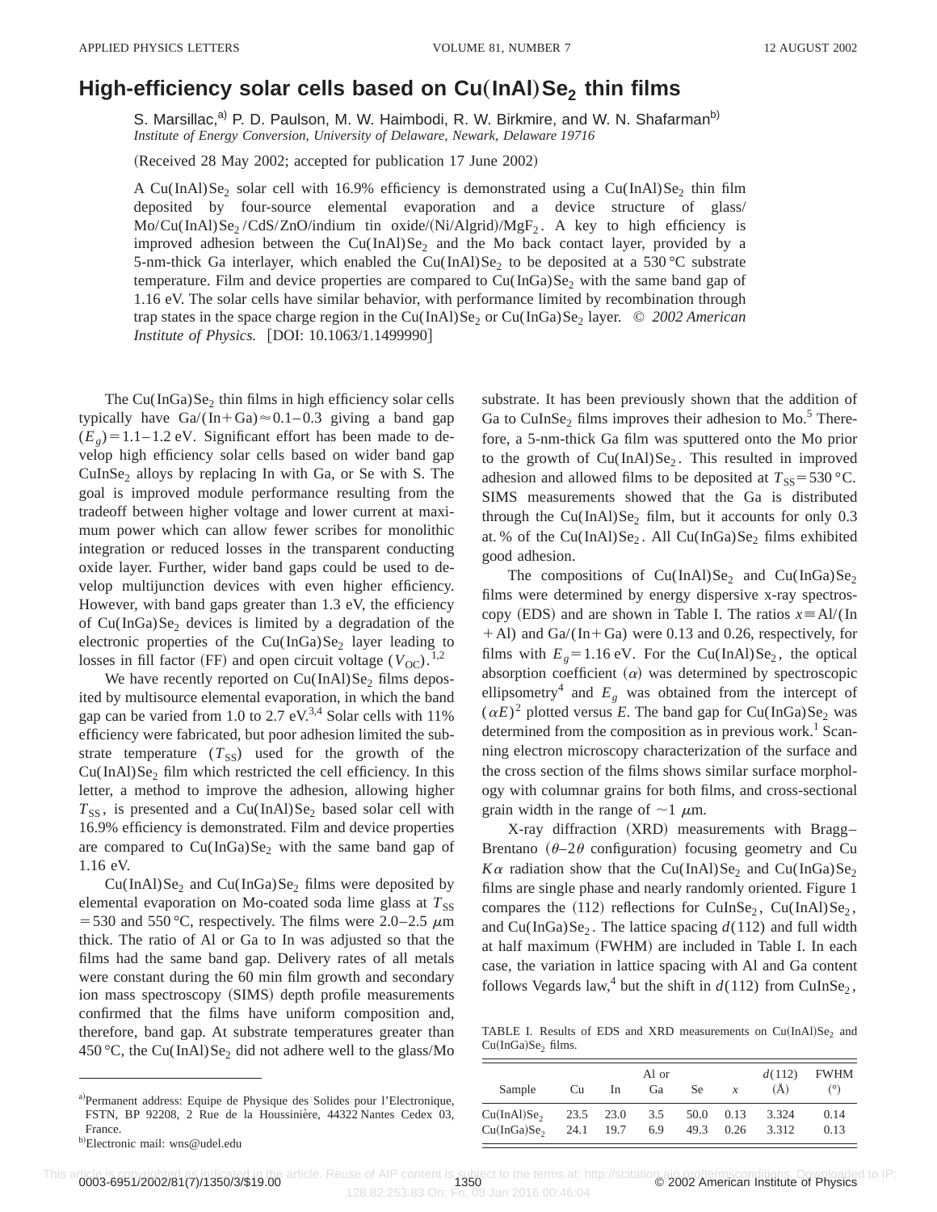# High-efficiency solar cells based on Cu(InAl)$Se_2$ thin films

S. Marsillac,[a] P. D. Paulson, M. W. Haimbodi, R. W. Birkmire, and W. N. Shafarman[b]

*Institute of Energy Conversion, University of Delaware, Newark, Delaware 19716*

(Received 28 May 2002; accepted for publication 17 June 2002)

A Cu(InAl)$Se_2$ solar cell with 16.9% efficiency is demonstrated using a Cu(InAl)$Se_2$ thin film deposited by four-source elemental evaporation and a device structure of glass/Mo/Cu(InAl)$Se_2$/CdS/ZnO/indium tin oxide/(Ni/Algrid)/$MgF_2$. A key to high efficiency is improved adhesion between the Cu(InAl)$Se_2$ and the Mo back contact layer, provided by a 5-nm-thick Ga interlayer, which enabled the Cu(InAl)$Se_2$ to be deposited at a 530 °C substrate temperature. Film and device properties are compared to Cu(InGa)$Se_2$ with the same band gap of 1.16 eV. The solar cells have similar behavior, with performance limited by recombination through trap states in the space charge region in the Cu(InAl)$Se_2$ or Cu(InGa)$Se_2$ layer. *© 2002 American Institute of Physics.* [DOI: 10.1063/1.1499990]

The Cu(InGa)$Se_2$ thin films in high efficiency solar cells typically have Ga/(In+Ga)≈0.1–0.3 giving a band gap ($E_g$)=1.1–1.2 eV. Significant effort has been made to develop high efficiency solar cells based on wider band gap $CuInSe_2$ alloys by replacing In with Ga, or Se with S. The goal is improved module performance resulting from the tradeoff between higher voltage and lower current at maximum power which can allow fewer scribes for monolithic integration or reduced losses in the transparent conducting oxide layer. Further, wider band gaps could be used to develop multijunction devices with even higher efficiency. However, with band gaps greater than 1.3 eV, the efficiency of Cu(InGa)$Se_2$ devices is limited by a degradation of the electronic properties of the Cu(InGa)$Se_2$ layer leading to losses in fill factor (FF) and open circuit voltage ($V_{OC}$).[1,2]

We have recently reported on Cu(InAl)$Se_2$ films deposited by multisource elemental evaporation, in which the band gap can be varied from 1.0 to 2.7 eV.[3,4] Solar cells with 11% efficiency were fabricated, but poor adhesion limited the substrate temperature ($T_{SS}$) used for the growth of the Cu(InAl)$Se_2$ film which restricted the cell efficiency. In this letter, a method to improve the adhesion, allowing higher $T_{SS}$, is presented and a Cu(InAl)$Se_2$ based solar cell with 16.9% efficiency is demonstrated. Film and device properties are compared to Cu(InGa)$Se_2$ with the same band gap of 1.16 eV.

Cu(InAl)$Se_2$ and Cu(InGa)$Se_2$ films were deposited by elemental evaporation on Mo-coated soda lime glass at $T_{SS}$=530 and 550 °C, respectively. The films were 2.0–2.5 $\mu$m thick. The ratio of Al or Ga to In was adjusted so that the films had the same band gap. Delivery rates of all metals were constant during the 60 min film growth and secondary ion mass spectroscopy (SIMS) depth profile measurements confirmed that the films have uniform composition and, therefore, band gap. At substrate temperatures greater than 450 °C, the Cu(InAl)$Se_2$ did not adhere well to the glass/Mo substrate. It has been previously shown that the addition of Ga to $CuInSe_2$ films improves their adhesion to Mo.[5] Therefore, a 5-nm-thick Ga film was sputtered onto the Mo prior to the growth of Cu(InAl)$Se_2$. This resulted in improved adhesion and allowed films to be deposited at $T_{SS}$=530 °C. SIMS measurements showed that the Ga is distributed through the Cu(InAl)$Se_2$ film, but it accounts for only 0.3 at.% of the Cu(InAl)$Se_2$. All Cu(InGa)$Se_2$ films exhibited good adhesion.

The compositions of Cu(InAl)$Se_2$ and Cu(InGa)$Se_2$ films were determined by energy dispersive x-ray spectroscopy (EDS) and are shown in Table I. The ratios $x$≡Al/(In+Al) and Ga/(In+Ga) were 0.13 and 0.26, respectively, for films with $E_g$=1.16 eV. For the Cu(InAl)$Se_2$, the optical absorption coefficient ($\alpha$) was determined by spectroscopic ellipsometry[4] and $E_g$ was obtained from the intercept of $(\alpha E)^2$ plotted versus $E$. The band gap for Cu(InGa)$Se_2$ was determined from the composition as in previous work.[1] Scanning electron microscopy characterization of the surface and the cross section of the films shows similar surface morphology with columnar grains for both films, and cross-sectional grain width in the range of ~1 $\mu$m.

X-ray diffraction (XRD) measurements with Bragg–Brentano ($\theta$–2$\theta$ configuration) focusing geometry and Cu $K\alpha$ radiation show that the Cu(InAl)$Se_2$ and Cu(InGa)$Se_2$ films are single phase and nearly randomly oriented. Figure 1 compares the (112) reflections for $CuInSe_2$, Cu(InAl)$Se_2$, and Cu(InGa)$Se_2$. The lattice spacing $d$(112) and full width at half maximum (FWHM) are included in Table I. In each case, the variation in lattice spacing with Al and Ga content follows Vegards law,[4] but the shift in $d$(112) from $CuInSe_2$,

TABLE I. Results of EDS and XRD measurements on Cu(InAl)$Se_2$ and Cu(InGa)$Se_2$ films.

| Sample | Cu | In | Al or Ga | Se | $x$ | $d$(112) (Å) | FWHM (°) |
|---|---|---|---|---|---|---|---|
| Cu(InAl)$Se_2$ | 23.5 | 23.0 | 3.5 | 50.0 | 0.13 | 3.324 | 0.14 |
| Cu(InGa)$Se_2$ | 24.1 | 19.7 | 6.9 | 49.3 | 0.26 | 3.312 | 0.13 |

[a] Permanent address: Equipe de Physique des Solides pour l'Electronique, FSTN, BP 92208, 2 Rue de la Houssinière, 44322 Nantes Cedex 03, France.

[b] Electronic mail: wns@udel.edu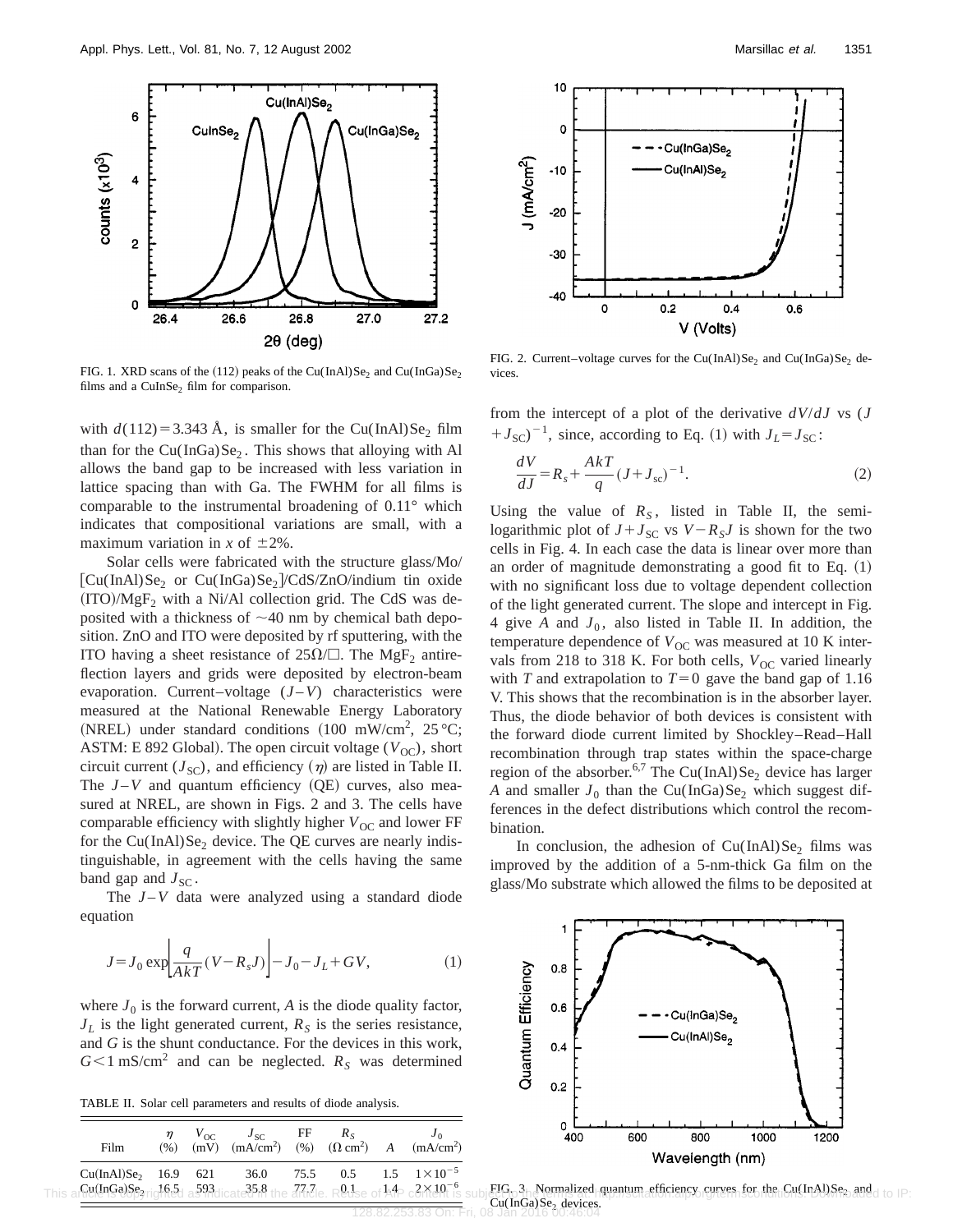Cu(InAl)Se$_2$

CuInSe$_2$

Cu(InGa)Se$_2$

counts (x10$^3$)

6

4

2

0

26.4 26.6 26.8 27.0 27.2

2θ (deg)

FIG. 1. XRD scans of the (112) peaks of the Cu(InAl)Se$_2$ and Cu(InGa)Se$_2$ films and a CuInSe$_2$ film for comparison.

10

0

-10

-20

-30

-40

J (mA/cm$^2$)

Cu(InGa)Se$_2$

Cu(InAl)Se$_2$

0 0.2 0.4 0.6

V (Volts)

FIG. 2. Current–voltage curves for the Cu(InAl)Se$_2$ and Cu(InGa)Se$_2$ devices.

with $d(112) = 3.343$ Å, is smaller for the Cu(InAl)Se$_2$ film than for the Cu(InGa)Se$_2$. This shows that alloying with Al allows the band gap to be increased with less variation in lattice spacing than with Ga. The FWHM for all films is comparable to the instrumental broadening of 0.11° which indicates that compositional variations are small, with a maximum variation in $x$ of $\pm 2\%$.

Solar cells were fabricated with the structure glass/Mo/[Cu(InAl)Se$_2$ or Cu(InGa)Se$_2$]/CdS/ZnO/indium tin oxide (ITO)/MgF$_2$ with a Ni/Al collection grid. The CdS was deposited with a thickness of ~40 nm by chemical bath deposition. ZnO and ITO were deposited by rf sputtering, with the ITO having a sheet resistance of 25Ω/□. The MgF$_2$ antireflection layers and grids were deposited by electron-beam evaporation. Current–voltage ($J$–$V$) characteristics were measured at the National Renewable Energy Laboratory (NREL) under standard conditions (100 mW/cm$^2$, 25 °C; ASTM: E 892 Global). The open circuit voltage ($V_{OC}$), short circuit current ($J_{SC}$), and efficiency ($\eta$) are listed in Table II. The $J$–$V$ and quantum efficiency (QE) curves, also measured at NREL, are shown in Figs. 2 and 3. The cells have comparable efficiency with slightly higher $V_{OC}$ and lower FF for the Cu(InAl)Se$_2$ device. The QE curves are nearly indistinguishable, in agreement with the cells having the same band gap and $J_{SC}$.

The $J$–$V$ data were analyzed using a standard diode equation

$$J = J_0 \exp\left[\frac{q}{AkT}(V - R_s J)\right] - J_0 - J_L + GV, \qquad (1)$$

where $J_0$ is the forward current, $A$ is the diode quality factor, $J_L$ is the light generated current, $R_S$ is the series resistance, and $G$ is the shunt conductance. For the devices in this work, $G < 1$ mS/cm$^2$ and can be neglected. $R_S$ was determined from the intercept of a plot of the derivative $dV/dJ$ vs $(J + J_{SC})^{-1}$, since, according to Eq. (1) with $J_L = J_{SC}$:

$$\frac{dV}{dJ} = R_s + \frac{AkT}{q}(J + J_{sc})^{-1}. \qquad (2)$$

Using the value of $R_S$, listed in Table II, the semilogarithmic plot of $J + J_{SC}$ vs $V - R_S J$ is shown for the two cells in Fig. 4. In each case the data is linear over more than an order of magnitude demonstrating a good fit to Eq. (1) with no significant loss due to voltage dependent collection of the light generated current. The slope and intercept in Fig. 4 give $A$ and $J_0$, also listed in Table II. In addition, the temperature dependence of $V_{OC}$ was measured at 10 K intervals from 218 to 318 K. For both cells, $V_{OC}$ varied linearly with $T$ and extrapolation to $T = 0$ gave the band gap of 1.16 V. This shows that the recombination is in the absorber layer. Thus, the diode behavior of both devices is consistent with the forward diode current limited by Shockley–Read–Hall recombination through trap states within the space-charge region of the absorber.[6,7] The Cu(InAl)Se$_2$ device has larger $A$ and smaller $J_0$ than the Cu(InGa)Se$_2$ which suggest differences in the defect distributions which control the recombination.

In conclusion, the adhesion of Cu(InAl)Se$_2$ films was improved by the addition of a 5-nm-thick Ga film on the glass/Mo substrate which allowed the films to be deposited at

TABLE II. Solar cell parameters and results of diode analysis.

| Film | $\eta$ (%) | $V_{OC}$ (mV) | $J_{SC}$ (mA/cm$^2$) | FF (%) | $R_S$ ($\Omega$ cm$^2$) | $A$ | $J_0$ (mA/cm$^2$) |
|---|---|---|---|---|---|---|---|
| Cu(InAl)Se$_2$ | 16.9 | 621 | 36.0 | 75.5 | 0.5 | 1.5 | $1\times10^{-5}$ |
| Cu(InGa)Se$_2$ | 16.5 | 593 | 35.8 | 77.7 | 0.1 | 1.4 | $2\times10^{-6}$ |

1

0.8

0.6

0.4

0.2

0

Quantum Efficiency

Cu(InGa)Se$_2$

Cu(InAl)Se$_2$

400 600 800 1000 1200

Wavelength (nm)

FIG. 3. Normalized quantum efficiency curves for the Cu(InAl)Se$_2$ and Cu(InGa)Se$_2$ devices.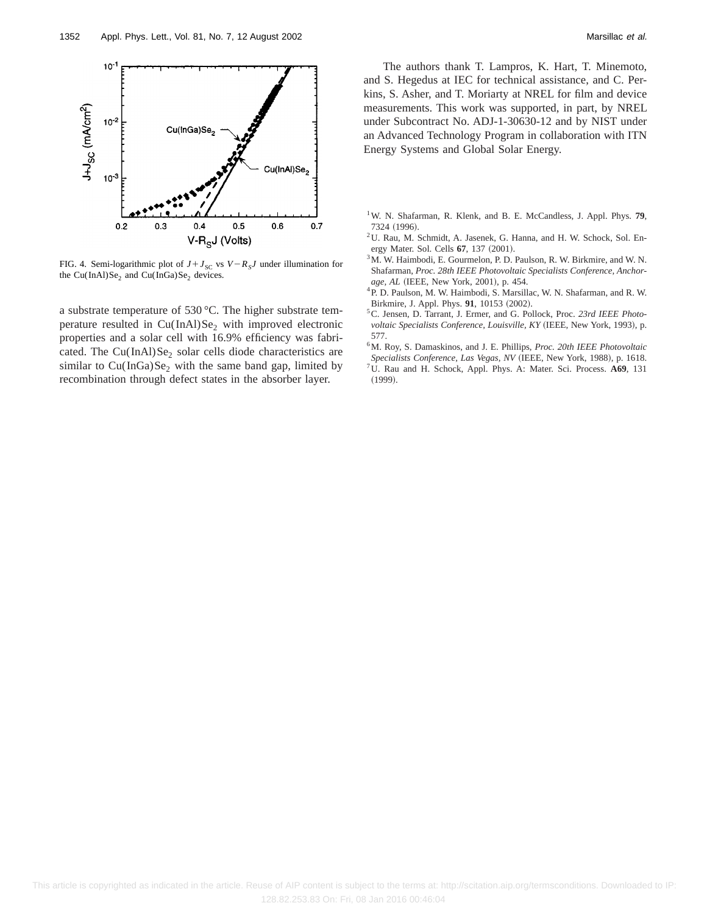$10^{-1}$

$10^{-2}$

$10^{-3}$

$J+J_{SC}$ (mA/cm$^2$)

Cu(InGa)Se$_2$

Cu(InAl)Se$_2$

0.2 0.3 0.4 0.5 0.6 0.7

$V-R_SJ$ (Volts)

FIG. 4. Semi-logarithmic plot of $J+J_{SC}$ vs $V-R_SJ$ under illumination for the Cu(InAl)$Se_2$ and Cu(InGa)$Se_2$ devices.

a substrate temperature of 530 °C. The higher substrate temperature resulted in Cu(InAl)$Se_2$ with improved electronic properties and a solar cell with 16.9% efficiency was fabricated. The Cu(InAl)$Se_2$ solar cells diode characteristics are similar to Cu(InGa)$Se_2$ with the same band gap, limited by recombination through defect states in the absorber layer.

The authors thank T. Lampros, K. Hart, T. Minemoto, and S. Hegedus at IEC for technical assistance, and C. Perkins, S. Asher, and T. Moriarty at NREL for film and device measurements. This work was supported, in part, by NREL under Subcontract No. ADJ-1-30630-12 and by NIST under an Advanced Technology Program in collaboration with ITN Energy Systems and Global Solar Energy.

[1] W. N. Shafarman, R. Klenk, and B. E. McCandless, J. Appl. Phys. **79**, 7324 (1996).

[2] U. Rau, M. Schmidt, A. Jasenek, G. Hanna, and H. W. Schock, Sol. Energy Mater. Sol. Cells **67**, 137 (2001).

[3] M. W. Haimbodi, E. Gourmelon, P. D. Paulson, R. W. Birkmire, and W. N. Shafarman, *Proc. 28th IEEE Photovoltaic Specialists Conference, Anchorage, AL* (IEEE, New York, 2001), p. 454.

[4] P. D. Paulson, M. W. Haimbodi, S. Marsillac, W. N. Shafarman, and R. W. Birkmire, J. Appl. Phys. **91**, 10153 (2002).

[5] C. Jensen, D. Tarrant, J. Ermer, and G. Pollock, Proc. *23rd IEEE Photovoltaic Specialists Conference, Louisville, KY* (IEEE, New York, 1993), p. 577.

[6] M. Roy, S. Damaskinos, and J. E. Phillips, *Proc. 20th IEEE Photovoltaic Specialists Conference, Las Vegas, NV* (IEEE, New York, 1988), p. 1618.

[7] U. Rau and H. Schock, Appl. Phys. A: Mater. Sci. Process. **A69**, 131 (1999).